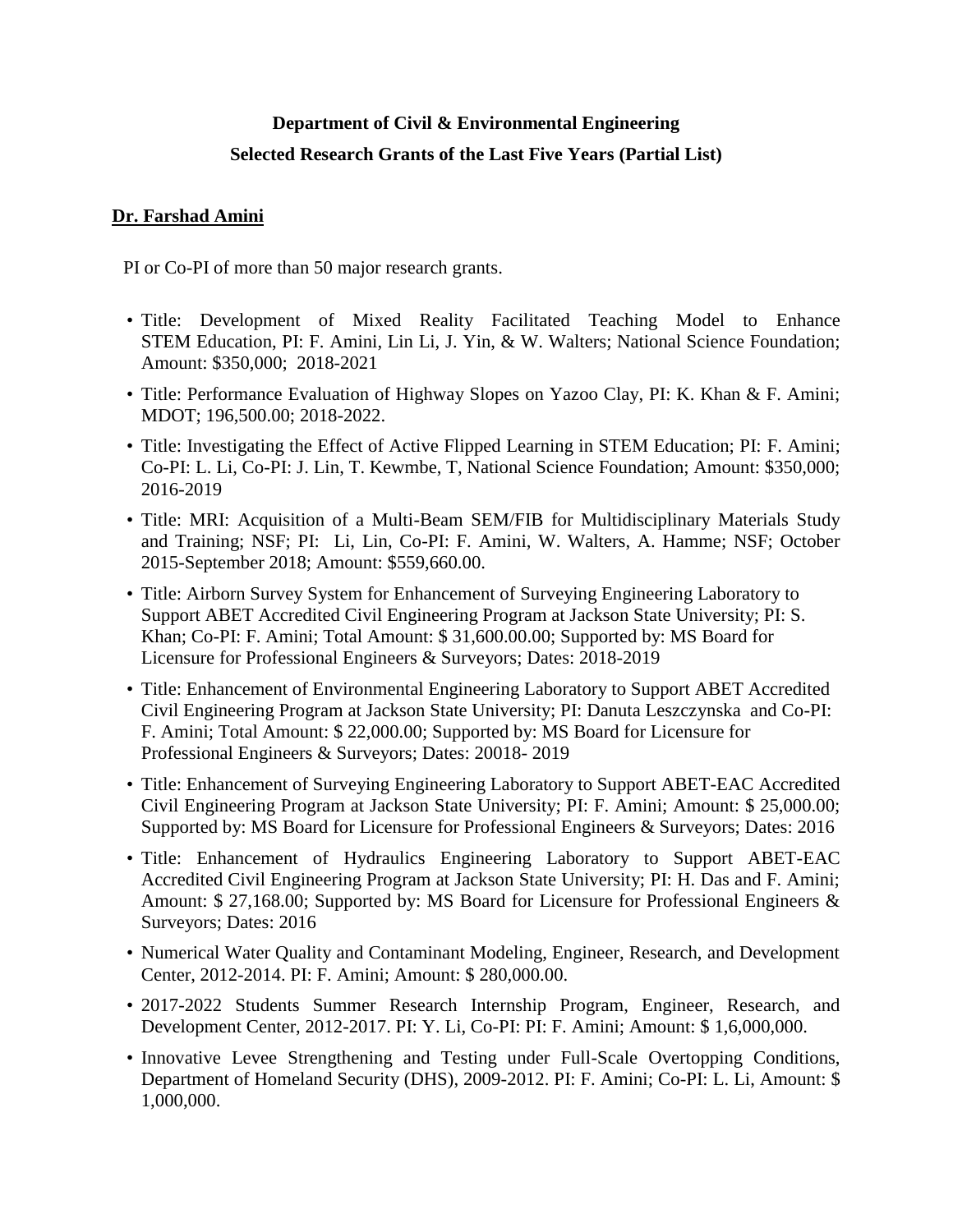**Department of Civil & Environmental Engineering**

**Selected Research Grants of the Last Five Years (Partial List)**

**Dr. Farshad Amini**

PI or Co-PI of more than 50 major research grants.

- Title: Development of Mixed Reality Facilitated Teaching Model to Enhance STEM Education, PI: F. Amini, Lin Li, J. Yin, & W. Walters; National Science Foundation; Amount: $350,000; 2018-2021
- Title: Performance Evaluation of Highway Slopes on Yazoo Clay, PI: K. Khan & F. Amini; MDOT; 196,500.00; 2018-2022.
- Title: Investigating the Effect of Active Flipped Learning in STEM Education; PI: F. Amini; Co-PI: L. Li, Co-PI: J. Lin, T. Kewmbe, T, National Science Foundation; Amount: $350,000; 2016-2019
- Title: MRI: Acquisition of a Multi-Beam SEM/FIB for Multidisciplinary Materials Study and Training; NSF; PI: Li, Lin, Co-PI: F. Amini, W. Walters, A. Hamme; NSF; October 2015-September 2018; Amount: $559,660.00.
- Title: Airborn Survey System for Enhancement of Surveying Engineering Laboratory to Support ABET Accredited Civil Engineering Program at Jackson State University; PI: S. Khan; Co-PI: F. Amini; Total Amount: $ 31,600.00.00; Supported by: MS Board for Licensure for Professional Engineers & Surveyors; Dates: 2018-2019
- Title: Enhancement of Environmental Engineering Laboratory to Support ABET Accredited Civil Engineering Program at Jackson State University; PI: Danuta Leszczynska and Co-PI: F. Amini; Total Amount: $ 22,000.00; Supported by: MS Board for Licensure for Professional Engineers & Surveyors; Dates: 20018- 2019
- Title: Enhancement of Surveying Engineering Laboratory to Support ABET-EAC Accredited Civil Engineering Program at Jackson State University; PI: F. Amini; Amount: $ 25,000.00; Supported by: MS Board for Licensure for Professional Engineers & Surveyors; Dates: 2016
- Title: Enhancement of Hydraulics Engineering Laboratory to Support ABET-EAC Accredited Civil Engineering Program at Jackson State University; PI: H. Das and F. Amini; Amount: $ 27,168.00; Supported by: MS Board for Licensure for Professional Engineers & Surveyors; Dates: 2016
- Numerical Water Quality and Contaminant Modeling, Engineer, Research, and Development Center, 2012-2014. PI: F. Amini; Amount: $ 280,000.00.
- 2017-2022 Students Summer Research Internship Program, Engineer, Research, and Development Center, 2012-2017. PI: Y. Li, Co-PI: PI: F. Amini; Amount: $ 1,6,000,000.
- Innovative Levee Strengthening and Testing under Full-Scale Overtopping Conditions, Department of Homeland Security (DHS), 2009-2012. PI: F. Amini; Co-PI: L. Li, Amount: $ 1,000,000.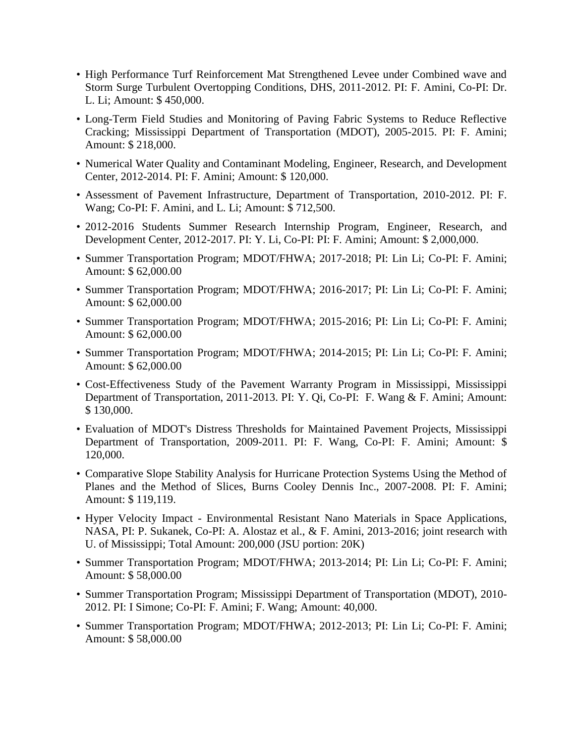- High Performance Turf Reinforcement Mat Strengthened Levee under Combined wave and Storm Surge Turbulent Overtopping Conditions, DHS, 2011-2012. PI: F. Amini, Co-PI: Dr. L. Li; Amount: $ 450,000.
- Long-Term Field Studies and Monitoring of Paving Fabric Systems to Reduce Reflective Cracking; Mississippi Department of Transportation (MDOT), 2005-2015. PI: F. Amini; Amount: $ 218,000.
- Numerical Water Quality and Contaminant Modeling, Engineer, Research, and Development Center, 2012-2014. PI: F. Amini; Amount: $ 120,000.
- Assessment of Pavement Infrastructure, Department of Transportation, 2010-2012. PI: F. Wang; Co-PI: F. Amini, and L. Li; Amount: $ 712,500.
- 2012-2016 Students Summer Research Internship Program, Engineer, Research, and Development Center, 2012-2017. PI: Y. Li, Co-PI: PI: F. Amini; Amount: $ 2,000,000.
- Summer Transportation Program; MDOT/FHWA; 2017-2018; PI: Lin Li; Co-PI: F. Amini; Amount: $ 62,000.00
- Summer Transportation Program; MDOT/FHWA; 2016-2017; PI: Lin Li; Co-PI: F. Amini; Amount: $ 62,000.00
- Summer Transportation Program; MDOT/FHWA; 2015-2016; PI: Lin Li; Co-PI: F. Amini; Amount: $ 62,000.00
- Summer Transportation Program; MDOT/FHWA; 2014-2015; PI: Lin Li; Co-PI: F. Amini; Amount: $ 62,000.00
- Cost-Effectiveness Study of the Pavement Warranty Program in Mississippi, Mississippi Department of Transportation, 2011-2013. PI: Y. Qi, Co-PI: F. Wang & F. Amini; Amount: $ 130,000.
- Evaluation of MDOT's Distress Thresholds for Maintained Pavement Projects, Mississippi Department of Transportation, 2009-2011. PI: F. Wang, Co-PI: F. Amini; Amount: $ 120,000.
- Comparative Slope Stability Analysis for Hurricane Protection Systems Using the Method of Planes and the Method of Slices, Burns Cooley Dennis Inc., 2007-2008. PI: F. Amini; Amount: $ 119,119.
- Hyper Velocity Impact - Environmental Resistant Nano Materials in Space Applications, NASA, PI: P. Sukanek, Co-PI: A. Alostaz et al., & F. Amini, 2013-2016; joint research with U. of Mississippi; Total Amount: 200,000 (JSU portion: 20K)
- Summer Transportation Program; MDOT/FHWA; 2013-2014; PI: Lin Li; Co-PI: F. Amini; Amount: $ 58,000.00
- Summer Transportation Program; Mississippi Department of Transportation (MDOT), 2010-2012. PI: I Simone; Co-PI: F. Amini; F. Wang; Amount: 40,000.
- Summer Transportation Program; MDOT/FHWA; 2012-2013; PI: Lin Li; Co-PI: F. Amini; Amount: $ 58,000.00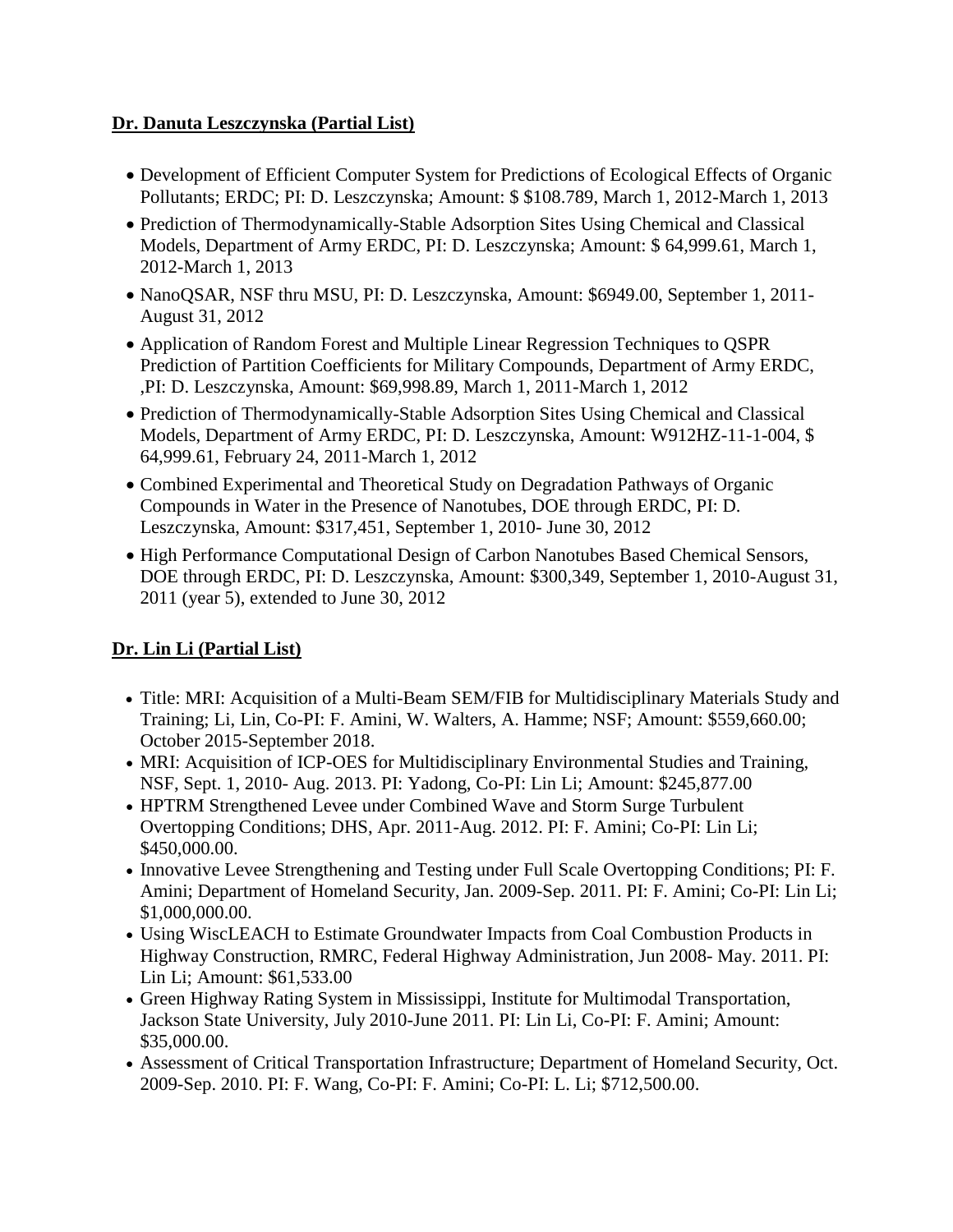**Dr. Danuta Leszczynska (Partial List)**

- Development of Efficient Computer System for Predictions of Ecological Effects of Organic Pollutants; ERDC; PI: D. Leszczynska; Amount: $ $108.789, March 1, 2012-March 1, 2013
- Prediction of Thermodynamically-Stable Adsorption Sites Using Chemical and Classical Models, Department of Army ERDC, PI: D. Leszczynska; Amount: $ 64,999.61, March 1, 2012-March 1, 2013
- NanoQSAR, NSF thru MSU, PI: D. Leszczynska, Amount: $6949.00, September 1, 2011-August 31, 2012
- Application of Random Forest and Multiple Linear Regression Techniques to QSPR Prediction of Partition Coefficients for Military Compounds, Department of Army ERDC, ,PI: D. Leszczynska, Amount: $69,998.89, March 1, 2011-March 1, 2012
- Prediction of Thermodynamically-Stable Adsorption Sites Using Chemical and Classical Models, Department of Army ERDC, PI: D. Leszczynska, Amount: W912HZ-11-1-004, $ 64,999.61, February 24, 2011-March 1, 2012
- Combined Experimental and Theoretical Study on Degradation Pathways of Organic Compounds in Water in the Presence of Nanotubes, DOE through ERDC, PI: D. Leszczynska, Amount: $317,451, September 1, 2010- June 30, 2012
- High Performance Computational Design of Carbon Nanotubes Based Chemical Sensors, DOE through ERDC, PI: D. Leszczynska, Amount: $300,349, September 1, 2010-August 31, 2011 (year 5), extended to June 30, 2012

**Dr. Lin Li (Partial List)**

- Title: MRI: Acquisition of a Multi-Beam SEM/FIB for Multidisciplinary Materials Study and Training; Li, Lin, Co-PI: F. Amini, W. Walters, A. Hamme; NSF; Amount: $559,660.00; October 2015-September 2018.
- MRI: Acquisition of ICP-OES for Multidisciplinary Environmental Studies and Training, NSF, Sept. 1, 2010- Aug. 2013. PI: Yadong, Co-PI: Lin Li; Amount: $245,877.00
- HPTRM Strengthened Levee under Combined Wave and Storm Surge Turbulent Overtopping Conditions; DHS, Apr. 2011-Aug. 2012. PI: F. Amini; Co-PI: Lin Li; $450,000.00.
- Innovative Levee Strengthening and Testing under Full Scale Overtopping Conditions; PI: F. Amini; Department of Homeland Security, Jan. 2009-Sep. 2011. PI: F. Amini; Co-PI: Lin Li; $1,000,000.00.
- Using WiscLEACH to Estimate Groundwater Impacts from Coal Combustion Products in Highway Construction, RMRC, Federal Highway Administration, Jun 2008- May. 2011. PI: Lin Li; Amount: $61,533.00
- Green Highway Rating System in Mississippi, Institute for Multimodal Transportation, Jackson State University, July 2010-June 2011. PI: Lin Li, Co-PI: F. Amini; Amount: $35,000.00.
- Assessment of Critical Transportation Infrastructure; Department of Homeland Security, Oct. 2009-Sep. 2010. PI: F. Wang, Co-PI: F. Amini; Co-PI: L. Li; $712,500.00.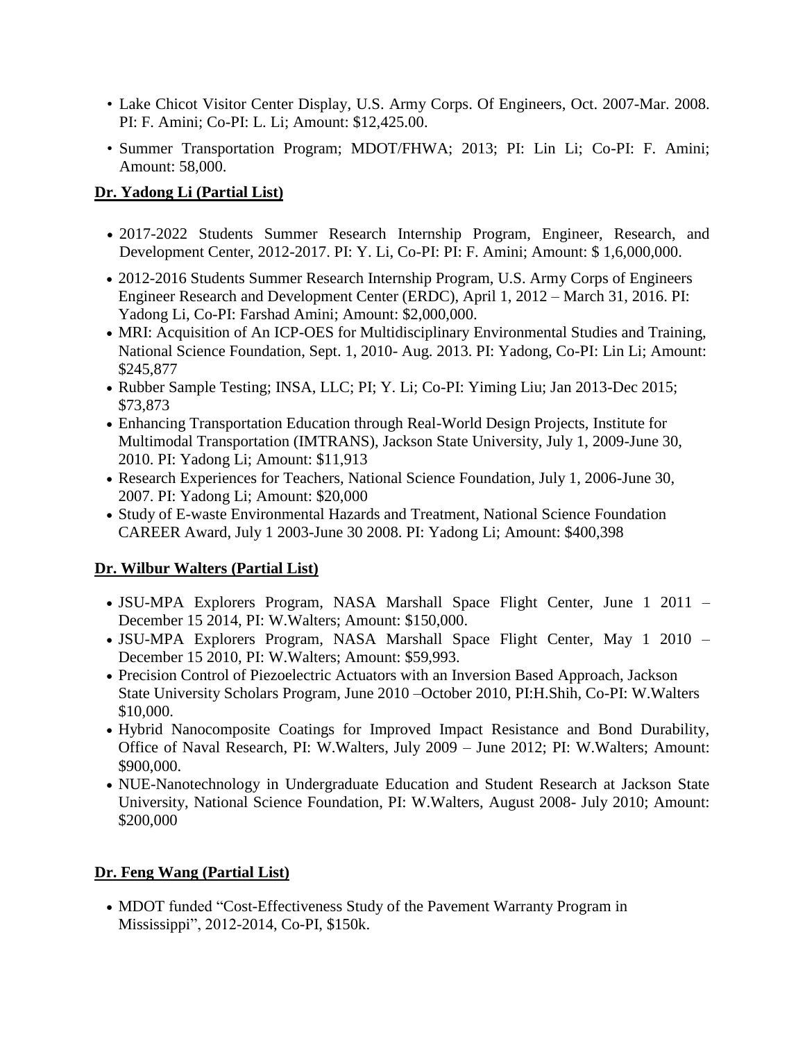- Lake Chicot Visitor Center Display, U.S. Army Corps. Of Engineers, Oct. 2007-Mar. 2008. PI: F. Amini; Co-PI: L. Li; Amount: $12,425.00.
- Summer Transportation Program; MDOT/FHWA; 2013; PI: Lin Li; Co-PI: F. Amini; Amount: 58,000.

**Dr. Yadong Li (Partial List)**

- 2017-2022 Students Summer Research Internship Program, Engineer, Research, and Development Center, 2012-2017. PI: Y. Li, Co-PI: PI: F. Amini; Amount: $ 1,6,000,000.
- 2012-2016 Students Summer Research Internship Program, U.S. Army Corps of Engineers Engineer Research and Development Center (ERDC), April 1, 2012 – March 31, 2016. PI: Yadong Li, Co-PI: Farshad Amini; Amount: $2,000,000.
- MRI: Acquisition of An ICP-OES for Multidisciplinary Environmental Studies and Training, National Science Foundation, Sept. 1, 2010- Aug. 2013. PI: Yadong, Co-PI: Lin Li; Amount: $245,877
- Rubber Sample Testing; INSA, LLC; PI; Y. Li; Co-PI: Yiming Liu; Jan 2013-Dec 2015; $73,873
- Enhancing Transportation Education through Real-World Design Projects, Institute for Multimodal Transportation (IMTRANS), Jackson State University, July 1, 2009-June 30, 2010. PI: Yadong Li; Amount: $11,913
- Research Experiences for Teachers, National Science Foundation, July 1, 2006-June 30, 2007. PI: Yadong Li; Amount: $20,000
- Study of E-waste Environmental Hazards and Treatment, National Science Foundation CAREER Award, July 1 2003-June 30 2008. PI: Yadong Li; Amount: $400,398

**Dr. Wilbur Walters (Partial List)**

- JSU-MPA Explorers Program, NASA Marshall Space Flight Center, June 1 2011 – December 15 2014, PI: W.Walters; Amount: $150,000.
- JSU-MPA Explorers Program, NASA Marshall Space Flight Center, May 1 2010 – December 15 2010, PI: W.Walters; Amount: $59,993.
- Precision Control of Piezoelectric Actuators with an Inversion Based Approach, Jackson State University Scholars Program, June 2010 –October 2010, PI:H.Shih, Co-PI: W.Walters $10,000.
- Hybrid Nanocomposite Coatings for Improved Impact Resistance and Bond Durability, Office of Naval Research, PI: W.Walters, July 2009 – June 2012; PI: W.Walters; Amount: $900,000.
- NUE-Nanotechnology in Undergraduate Education and Student Research at Jackson State University, National Science Foundation, PI: W.Walters, August 2008- July 2010; Amount: $200,000

**Dr. Feng Wang (Partial List)**

- MDOT funded "Cost-Effectiveness Study of the Pavement Warranty Program in Mississippi", 2012-2014, Co-PI, $150k.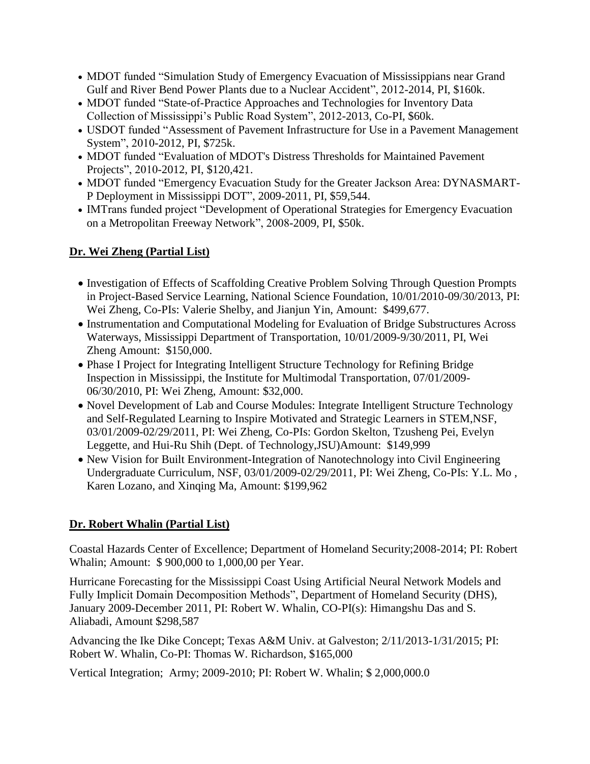- MDOT funded "Simulation Study of Emergency Evacuation of Mississippians near Grand Gulf and River Bend Power Plants due to a Nuclear Accident", 2012-2014, PI, $160k.
- MDOT funded "State-of-Practice Approaches and Technologies for Inventory Data Collection of Mississippi's Public Road System", 2012-2013, Co-PI, $60k.
- USDOT funded "Assessment of Pavement Infrastructure for Use in a Pavement Management System", 2010-2012, PI, $725k.
- MDOT funded "Evaluation of MDOT's Distress Thresholds for Maintained Pavement Projects", 2010-2012, PI, $120,421.
- MDOT funded "Emergency Evacuation Study for the Greater Jackson Area: DYNASMART-P Deployment in Mississippi DOT", 2009-2011, PI, $59,544.
- IMTrans funded project "Development of Operational Strategies for Emergency Evacuation on a Metropolitan Freeway Network", 2008-2009, PI, $50k.

**Dr. Wei Zheng (Partial List)**

- Investigation of Effects of Scaffolding Creative Problem Solving Through Question Prompts in Project-Based Service Learning, National Science Foundation, 10/01/2010-09/30/2013, PI: Wei Zheng, Co-PIs: Valerie Shelby, and Jianjun Yin, Amount: $499,677.
- Instrumentation and Computational Modeling for Evaluation of Bridge Substructures Across Waterways, Mississippi Department of Transportation, 10/01/2009-9/30/2011, PI, Wei Zheng Amount: $150,000.
- Phase I Project for Integrating Intelligent Structure Technology for Refining Bridge Inspection in Mississippi, the Institute for Multimodal Transportation, 07/01/2009-06/30/2010, PI: Wei Zheng, Amount: $32,000.
- Novel Development of Lab and Course Modules: Integrate Intelligent Structure Technology and Self-Regulated Learning to Inspire Motivated and Strategic Learners in STEM,NSF, 03/01/2009-02/29/2011, PI: Wei Zheng, Co-PIs: Gordon Skelton, Tzusheng Pei, Evelyn Leggette, and Hui-Ru Shih (Dept. of Technology,JSU)Amount: $149,999
- New Vision for Built Environment-Integration of Nanotechnology into Civil Engineering Undergraduate Curriculum, NSF, 03/01/2009-02/29/2011, PI: Wei Zheng, Co-PIs: Y.L. Mo , Karen Lozano, and Xinqing Ma, Amount: $199,962

**Dr. Robert Whalin (Partial List)**

Coastal Hazards Center of Excellence; Department of Homeland Security;2008-2014; PI: Robert Whalin; Amount: $ 900,000 to 1,000,00 per Year.

Hurricane Forecasting for the Mississippi Coast Using Artificial Neural Network Models and Fully Implicit Domain Decomposition Methods", Department of Homeland Security (DHS), January 2009-December 2011, PI: Robert W. Whalin, CO-PI(s): Himangshu Das and S. Aliabadi, Amount $298,587

Advancing the Ike Dike Concept; Texas A&M Univ. at Galveston; 2/11/2013-1/31/2015; PI: Robert W. Whalin, Co-PI: Thomas W. Richardson, $165,000

Vertical Integration; Army; 2009-2010; PI: Robert W. Whalin; $ 2,000,000.0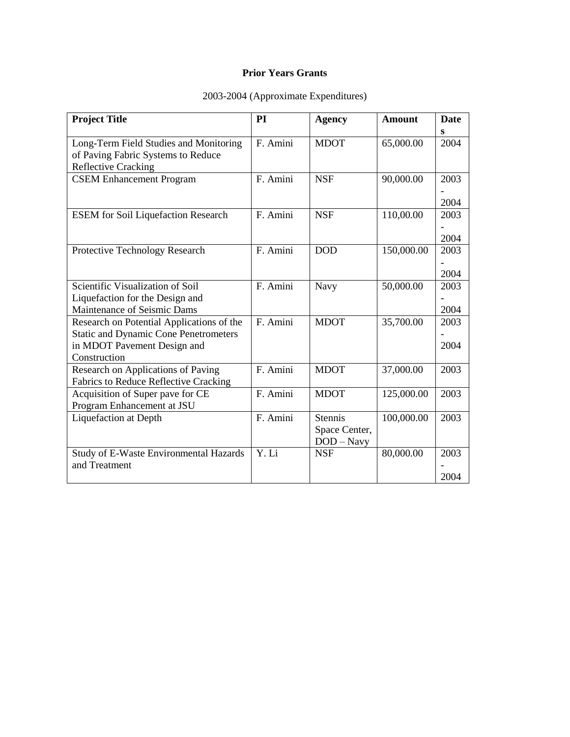**Prior Years Grants**

2003-2004 (Approximate Expenditures)

| **Project Title** | **PI** | **Agency** | **Amount** | **Dates** |
|---|---|---|---|---|
| Long-Term Field Studies and Monitoring of Paving Fabric Systems to Reduce Reflective Cracking | F. Amini | MDOT | 65,000.00 | 2004 |
| CSEM Enhancement Program | F. Amini | NSF | 90,000.00 | 2003 - 2004 |
| ESEM for Soil Liquefaction Research | F. Amini | NSF | 110,00.00 | 2003 - 2004 |
| Protective Technology Research | F. Amini | DOD | 150,000.00 | 2003 - 2004 |
| Scientific Visualization of Soil Liquefaction for the Design and Maintenance of Seismic Dams | F. Amini | Navy | 50,000.00 | 2003 - 2004 |
| Research on Potential Applications of the Static and Dynamic Cone Penetrometers in MDOT Pavement Design and Construction | F. Amini | MDOT | 35,700.00 | 2003 - 2004 |
| Research on Applications of Paving Fabrics to Reduce Reflective Cracking | F. Amini | MDOT | 37,000.00 | 2003 |
| Acquisition of Super pave for CE Program Enhancement at JSU | F. Amini | MDOT | 125,000.00 | 2003 |
| Liquefaction at Depth | F. Amini | Stennis Space Center, DOD – Navy | 100,000.00 | 2003 |
| Study of E-Waste Environmental Hazards and Treatment | Y. Li | NSF | 80,000.00 | 2003 - 2004 |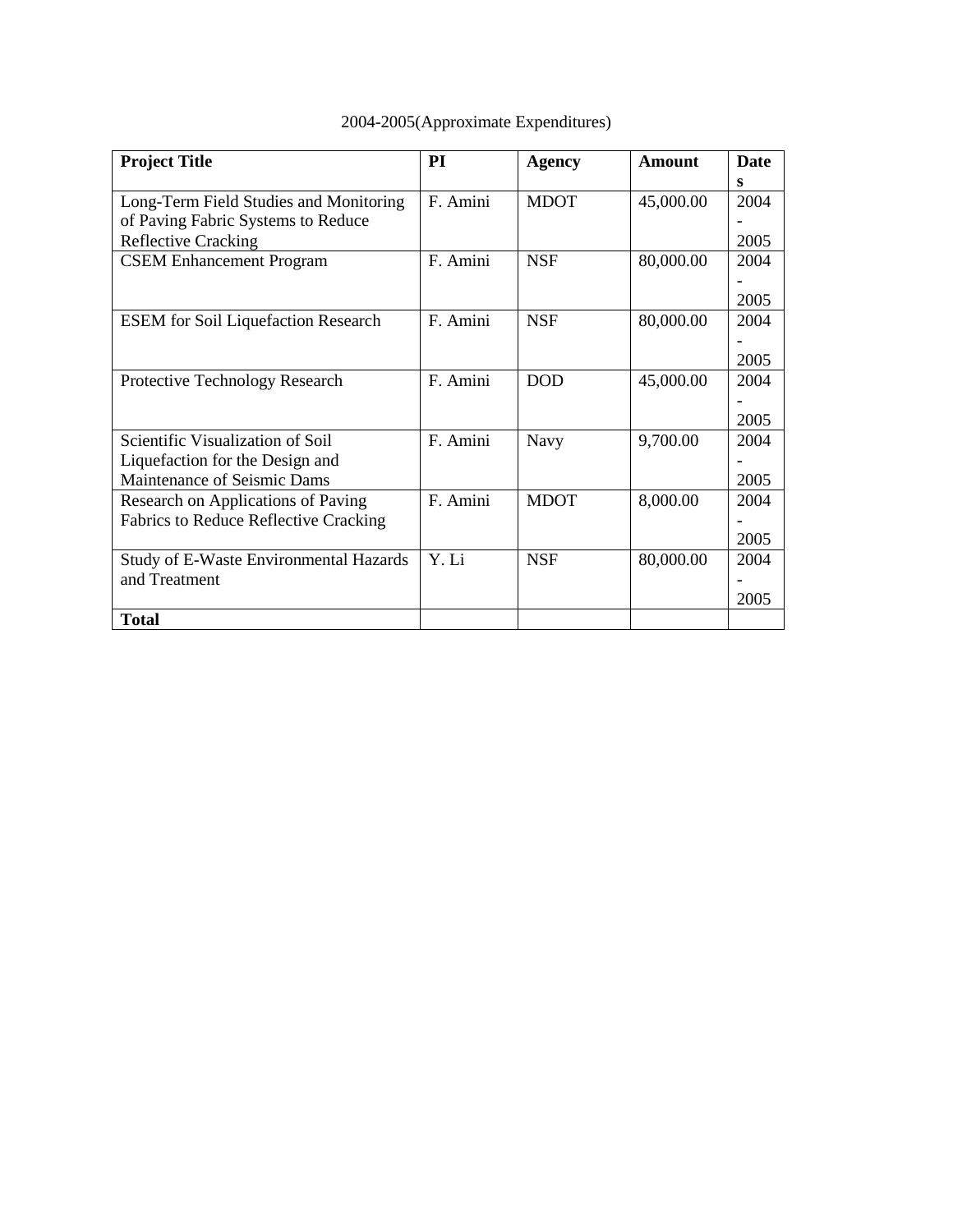2004-2005(Approximate Expenditures)

| **Project Title** | **PI** | **Agency** | **Amount** | **Dates** |
|---|---|---|---|---|
| Long-Term Field Studies and Monitoring of Paving Fabric Systems to Reduce Reflective Cracking | F. Amini | MDOT | 45,000.00 | 2004 - 2005 |
| CSEM Enhancement Program | F. Amini | NSF | 80,000.00 | 2004 - 2005 |
| ESEM for Soil Liquefaction Research | F. Amini | NSF | 80,000.00 | 2004 - 2005 |
| Protective Technology Research | F. Amini | DOD | 45,000.00 | 2004 - 2005 |
| Scientific Visualization of Soil Liquefaction for the Design and Maintenance of Seismic Dams | F. Amini | Navy | 9,700.00 | 2004 - 2005 |
| Research on Applications of Paving Fabrics to Reduce Reflective Cracking | F. Amini | MDOT | 8,000.00 | 2004 - 2005 |
| Study of E-Waste Environmental Hazards and Treatment | Y. Li | NSF | 80,000.00 | 2004 - 2005 |
| **Total** | | | | |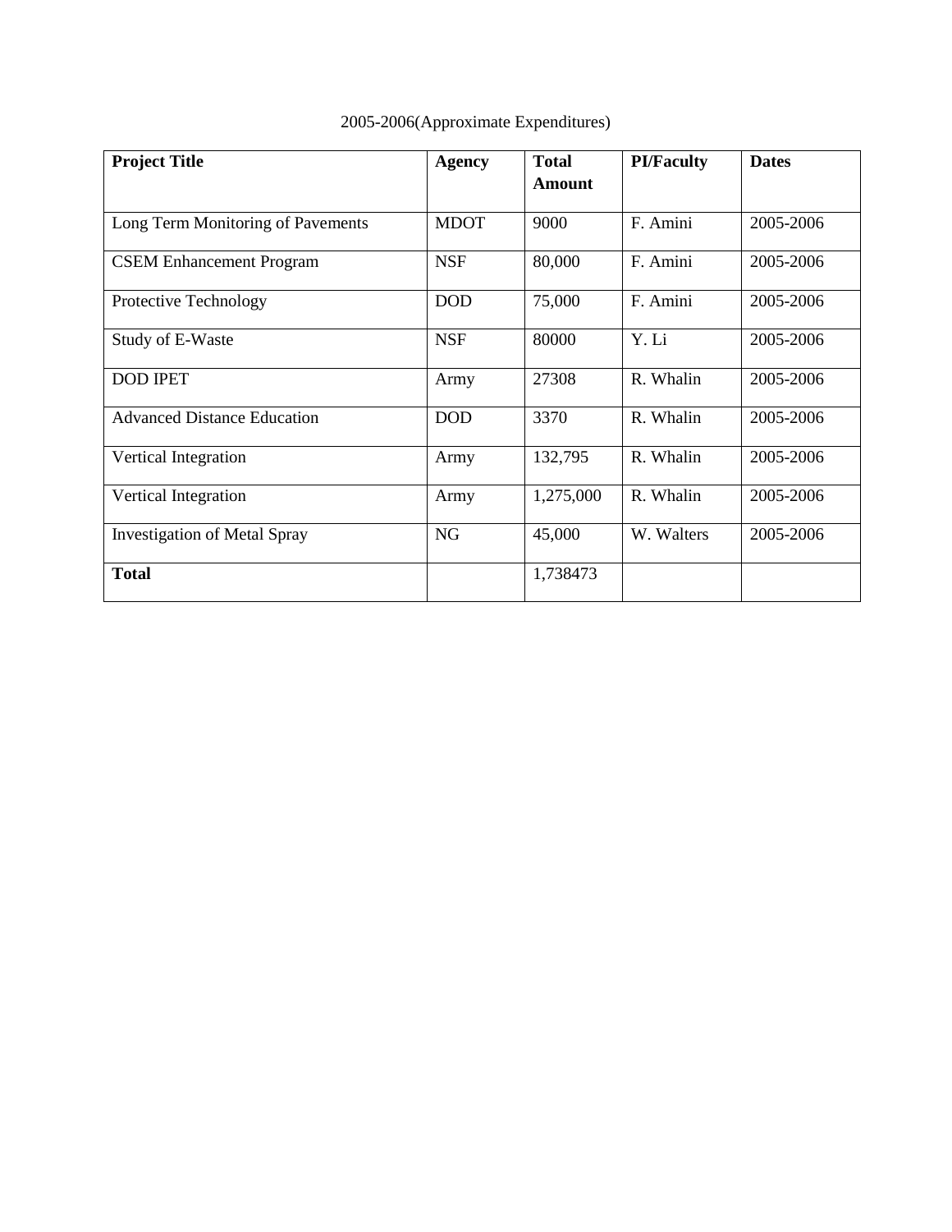2005-2006(Approximate Expenditures)

| **Project Title** | **Agency** | **Total Amount** | **PI/Faculty** | **Dates** |
|---|---|---|---|---|
| Long Term Monitoring of Pavements | MDOT | 9000 | F. Amini | 2005-2006 |
| CSEM Enhancement Program | NSF | 80,000 | F. Amini | 2005-2006 |
| Protective Technology | DOD | 75,000 | F. Amini | 2005-2006 |
| Study of E-Waste | NSF | 80000 | Y. Li | 2005-2006 |
| DOD IPET | Army | 27308 | R. Whalin | 2005-2006 |
| Advanced Distance Education | DOD | 3370 | R. Whalin | 2005-2006 |
| Vertical Integration | Army | 132,795 | R. Whalin | 2005-2006 |
| Vertical Integration | Army | 1,275,000 | R. Whalin | 2005-2006 |
| Investigation of Metal Spray | NG | 45,000 | W. Walters | 2005-2006 |
| **Total** | | 1,738473 | | |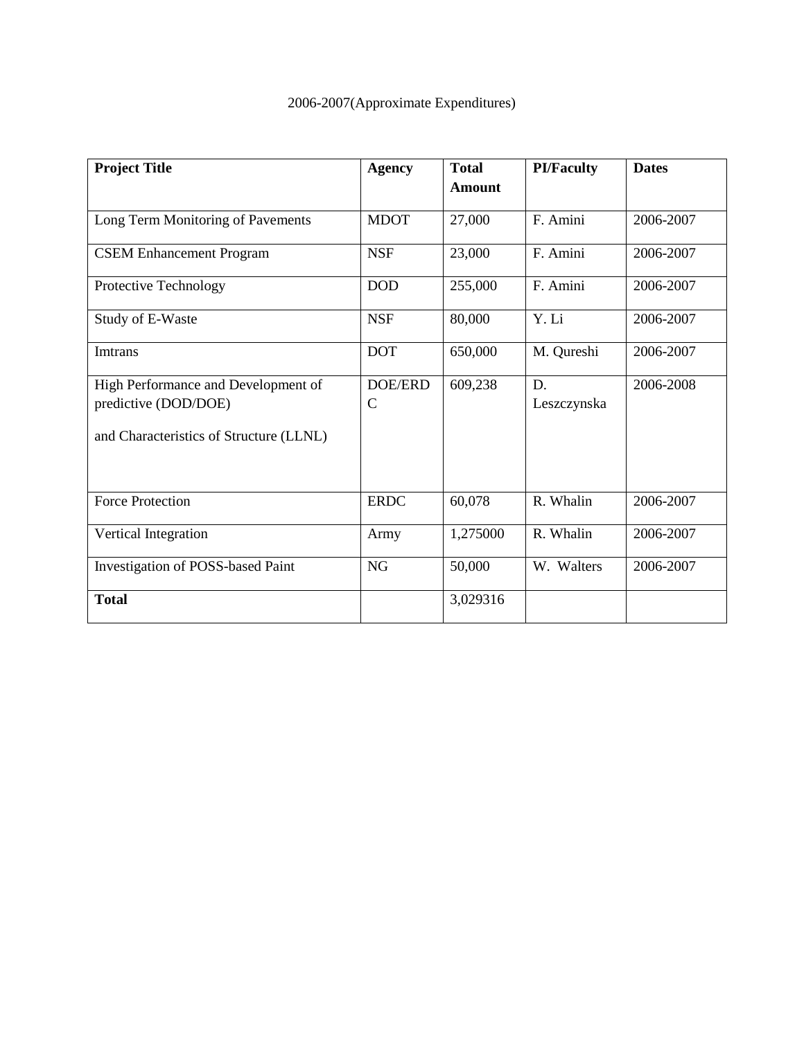2006-2007(Approximate Expenditures)

| **Project Title** | **Agency** | **Total Amount** | **PI/Faculty** | **Dates** |
|---|---|---|---|---|
| Long Term Monitoring of Pavements | MDOT | 27,000 | F. Amini | 2006-2007 |
| CSEM Enhancement Program | NSF | 23,000 | F. Amini | 2006-2007 |
| Protective Technology | DOD | 255,000 | F. Amini | 2006-2007 |
| Study of E-Waste | NSF | 80,000 | Y. Li | 2006-2007 |
| Imtrans | DOT | 650,000 | M. Qureshi | 2006-2007 |
| High Performance and Development of predictive (DOD/DOE) and Characteristics of Structure (LLNL) | DOE/ERDC | 609,238 | D. Leszczynska | 2006-2008 |
| Force Protection | ERDC | 60,078 | R. Whalin | 2006-2007 |
| Vertical Integration | Army | 1,275000 | R. Whalin | 2006-2007 |
| Investigation of POSS-based Paint | NG | 50,000 | W. Walters | 2006-2007 |
| **Total** | | 3,029316 | | |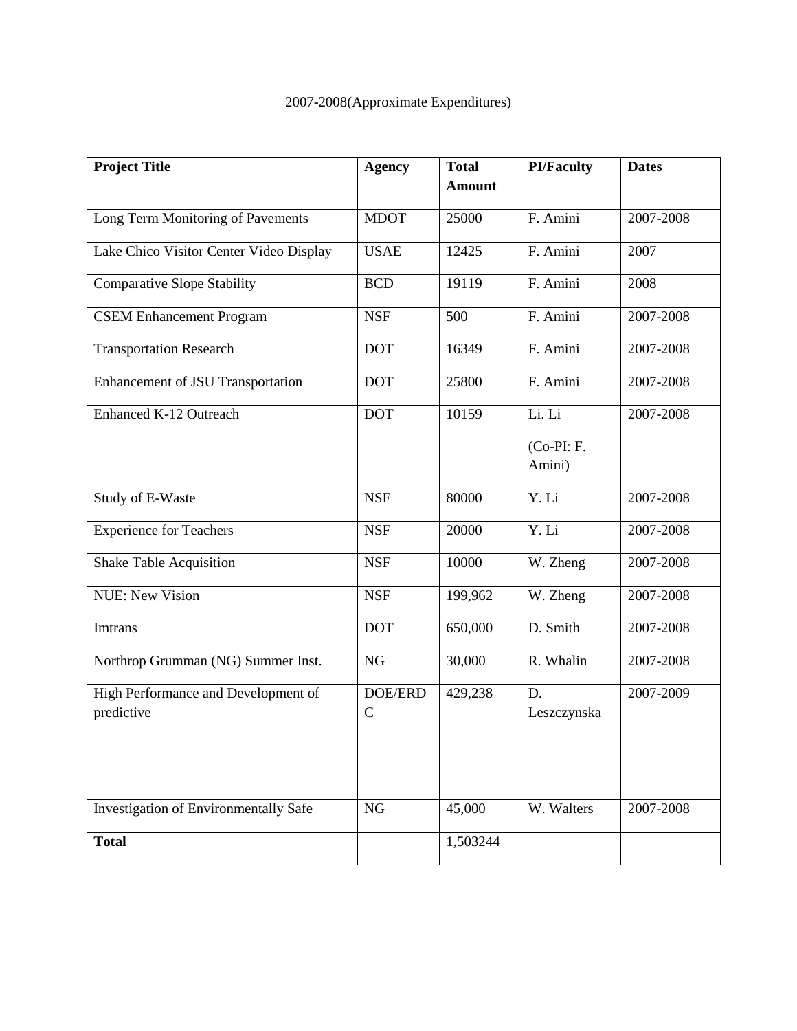2007-2008(Approximate Expenditures)

| **Project Title** | **Agency** | **Total Amount** | **PI/Faculty** | **Dates** |
|---|---|---|---|---|
| Long Term Monitoring of Pavements | MDOT | 25000 | F. Amini | 2007-2008 |
| Lake Chico Visitor Center Video Display | USAE | 12425 | F. Amini | 2007 |
| Comparative Slope Stability | BCD | 19119 | F. Amini | 2008 |
| CSEM Enhancement Program | NSF | 500 | F. Amini | 2007-2008 |
| Transportation Research | DOT | 16349 | F. Amini | 2007-2008 |
| Enhancement of JSU Transportation | DOT | 25800 | F. Amini | 2007-2008 |
| Enhanced K-12 Outreach | DOT | 10159 | Li. Li (Co-PI: F. Amini) | 2007-2008 |
| Study of E-Waste | NSF | 80000 | Y. Li | 2007-2008 |
| Experience for Teachers | NSF | 20000 | Y. Li | 2007-2008 |
| Shake Table Acquisition | NSF | 10000 | W. Zheng | 2007-2008 |
| NUE: New Vision | NSF | 199,962 | W. Zheng | 2007-2008 |
| Imtrans | DOT | 650,000 | D. Smith | 2007-2008 |
| Northrop Grumman (NG) Summer Inst. | NG | 30,000 | R. Whalin | 2007-2008 |
| High Performance and Development of predictive | DOE/ERDC | 429,238 | D. Leszczynska | 2007-2009 |
| Investigation of Environmentally Safe | NG | 45,000 | W. Walters | 2007-2008 |
| **Total** | | 1,503244 | | |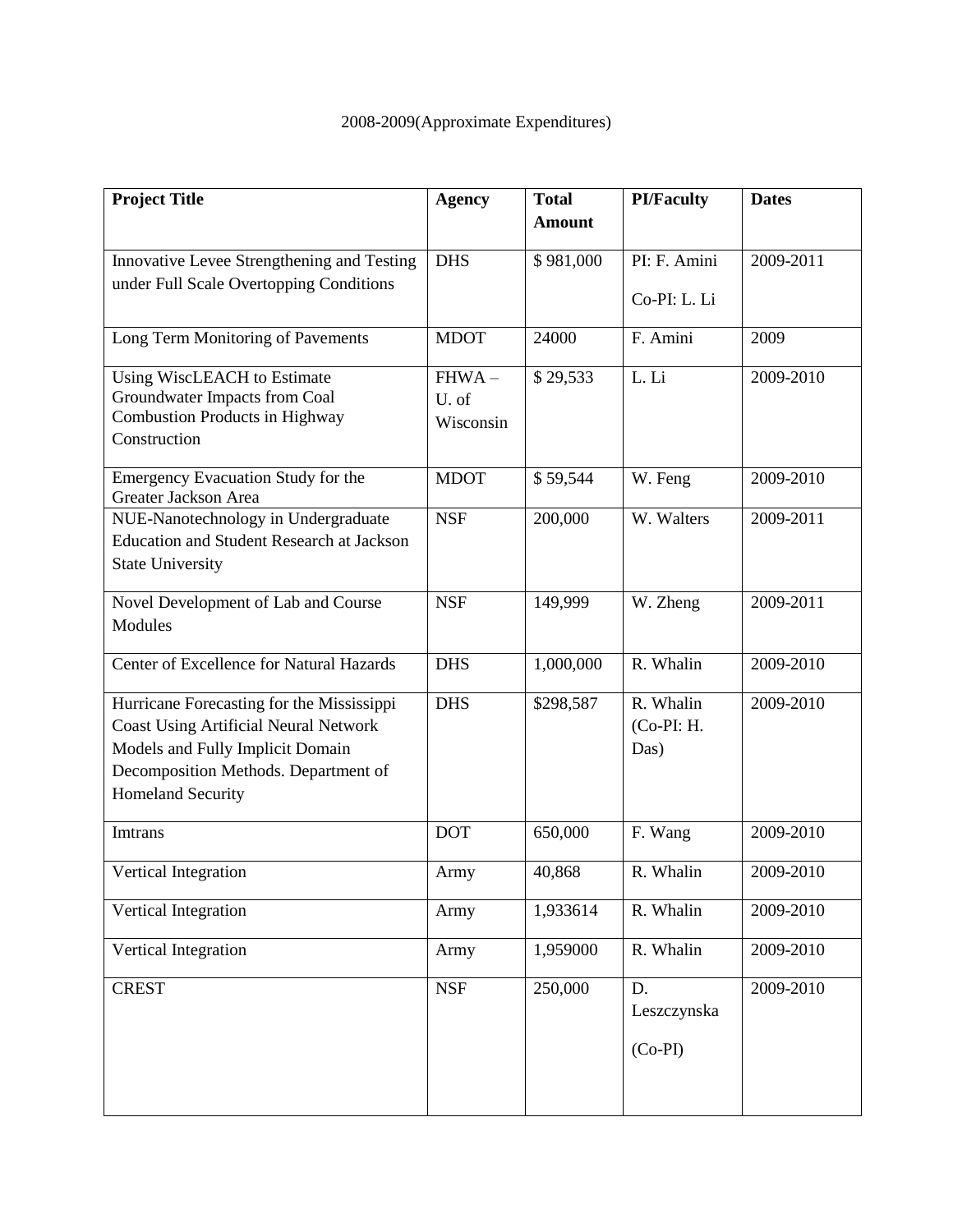2008-2009(Approximate Expenditures)

| Project Title | Agency | Total Amount | PI/Faculty | Dates |
|---|---|---|---|---|
| Innovative Levee Strengthening and Testing under Full Scale Overtopping Conditions | DHS | $ 981,000 | PI: F. Amini<br>Co-PI: L. Li | 2009-2011 |
| Long Term Monitoring of Pavements | MDOT | 24000 | F. Amini | 2009 |
| Using WiscLEACH to Estimate Groundwater Impacts from Coal Combustion Products in Highway Construction | FHWA – U. of Wisconsin | $ 29,533 | L. Li | 2009-2010 |
| Emergency Evacuation Study for the Greater Jackson Area | MDOT | $ 59,544 | W. Feng | 2009-2010 |
| NUE-Nanotechnology in Undergraduate Education and Student Research at Jackson State University | NSF | 200,000 | W. Walters | 2009-2011 |
| Novel Development of Lab and Course Modules | NSF | 149,999 | W. Zheng | 2009-2011 |
| Center of Excellence for Natural Hazards | DHS | 1,000,000 | R. Whalin | 2009-2010 |
| Hurricane Forecasting for the Mississippi Coast Using Artificial Neural Network Models and Fully Implicit Domain Decomposition Methods. Department of Homeland Security | DHS | $298,587 | R. Whalin (Co-PI: H. Das) | 2009-2010 |
| Imtrans | DOT | 650,000 | F. Wang | 2009-2010 |
| Vertical Integration | Army | 40,868 | R. Whalin | 2009-2010 |
| Vertical Integration | Army | 1,933614 | R. Whalin | 2009-2010 |
| Vertical Integration | Army | 1,959000 | R. Whalin | 2009-2010 |
| CREST | NSF | 250,000 | D. Leszczynska<br>(Co-PI) | 2009-2010 |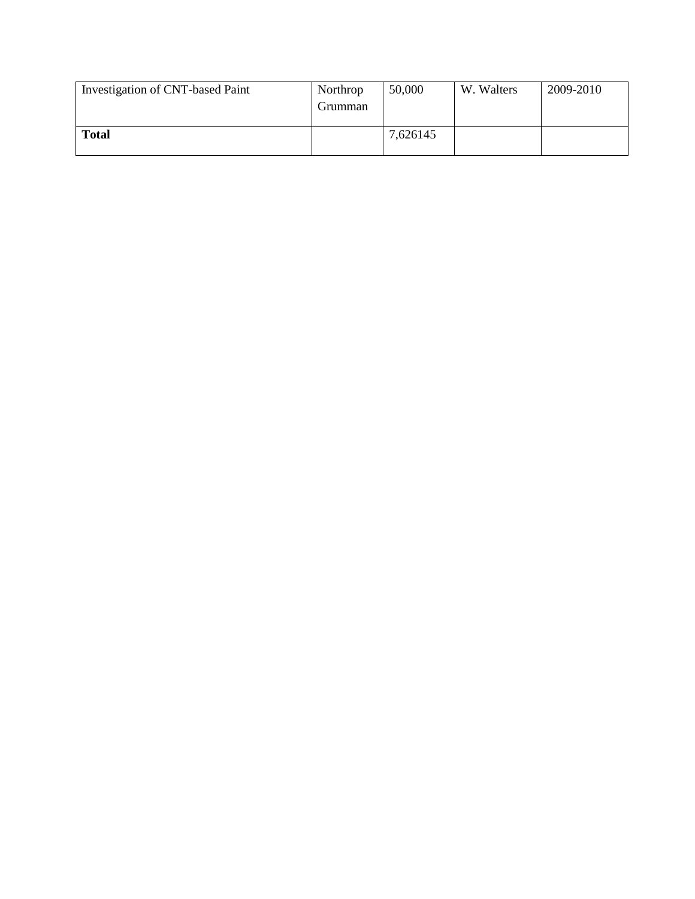| Investigation of CNT-based Paint | Northrop Grumman | 50,000 | W. Walters | 2009-2010 |
|---|---|---|---|---|
| **Total** | | 7,626145 | | |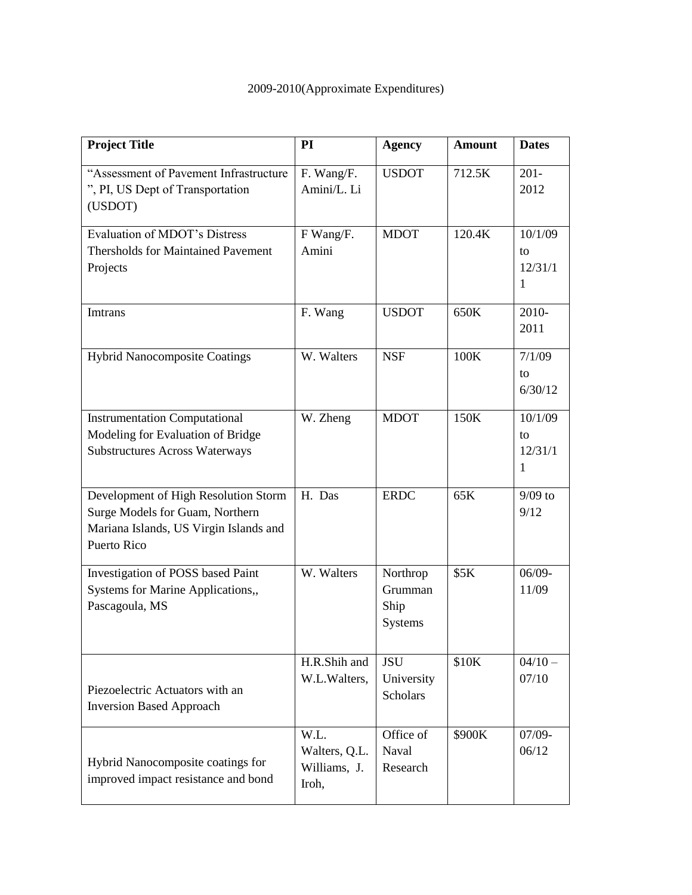2009-2010(Approximate Expenditures)

| **Project Title** | **PI** | **Agency** | **Amount** | **Dates** |
|---|---|---|---|---|
| "Assessment of Pavement Infrastructure ", PI, US Dept of Transportation (USDOT) | F. Wang/F. Amini/L. Li | USDOT | 712.5K | 201-2012 |
| Evaluation of MDOT's Distress Thersholds for Maintained Pavement Projects | F Wang/F. Amini | MDOT | 120.4K | 10/1/09 to 12/31/11 |
| Imtrans | F. Wang | USDOT | 650K | 2010-2011 |
| Hybrid Nanocomposite Coatings | W. Walters | NSF | 100K | 7/1/09 to 6/30/12 |
| Instrumentation Computational Modeling for Evaluation of Bridge Substructures Across Waterways | W. Zheng | MDOT | 150K | 10/1/09 to 12/31/11 |
| Development of High Resolution Storm Surge Models for Guam, Northern Mariana Islands, US Virgin Islands and Puerto Rico | H. Das | ERDC | 65K | 9/09 to 9/12 |
| Investigation of POSS based Paint Systems for Marine Applications,, Pascagoula, MS | W. Walters | Northrop Grumman Ship Systems | $5K | 06/09-11/09 |
| Piezoelectric Actuators with an Inversion Based Approach | H.R.Shih and W.L.Walters, | JSU University Scholars | $10K | 04/10 – 07/10 |
| Hybrid Nanocomposite coatings for improved impact resistance and bond | W.L. Walters, Q.L. Williams, J. Iroh, | Office of Naval Research | $900K | 07/09-06/12 |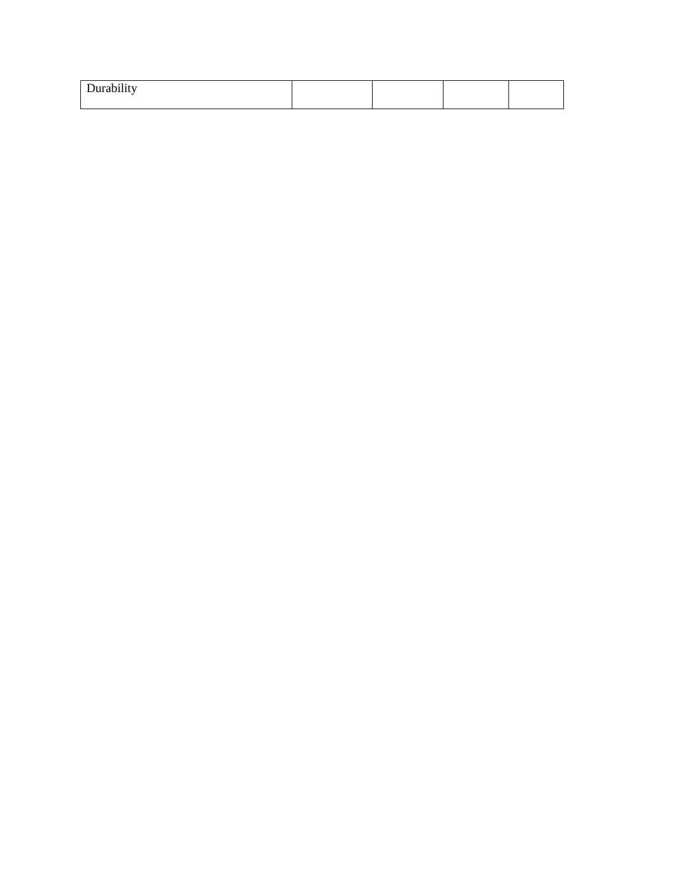| | | | | |
|---|---|---|---|---|
| Durability | | | | |